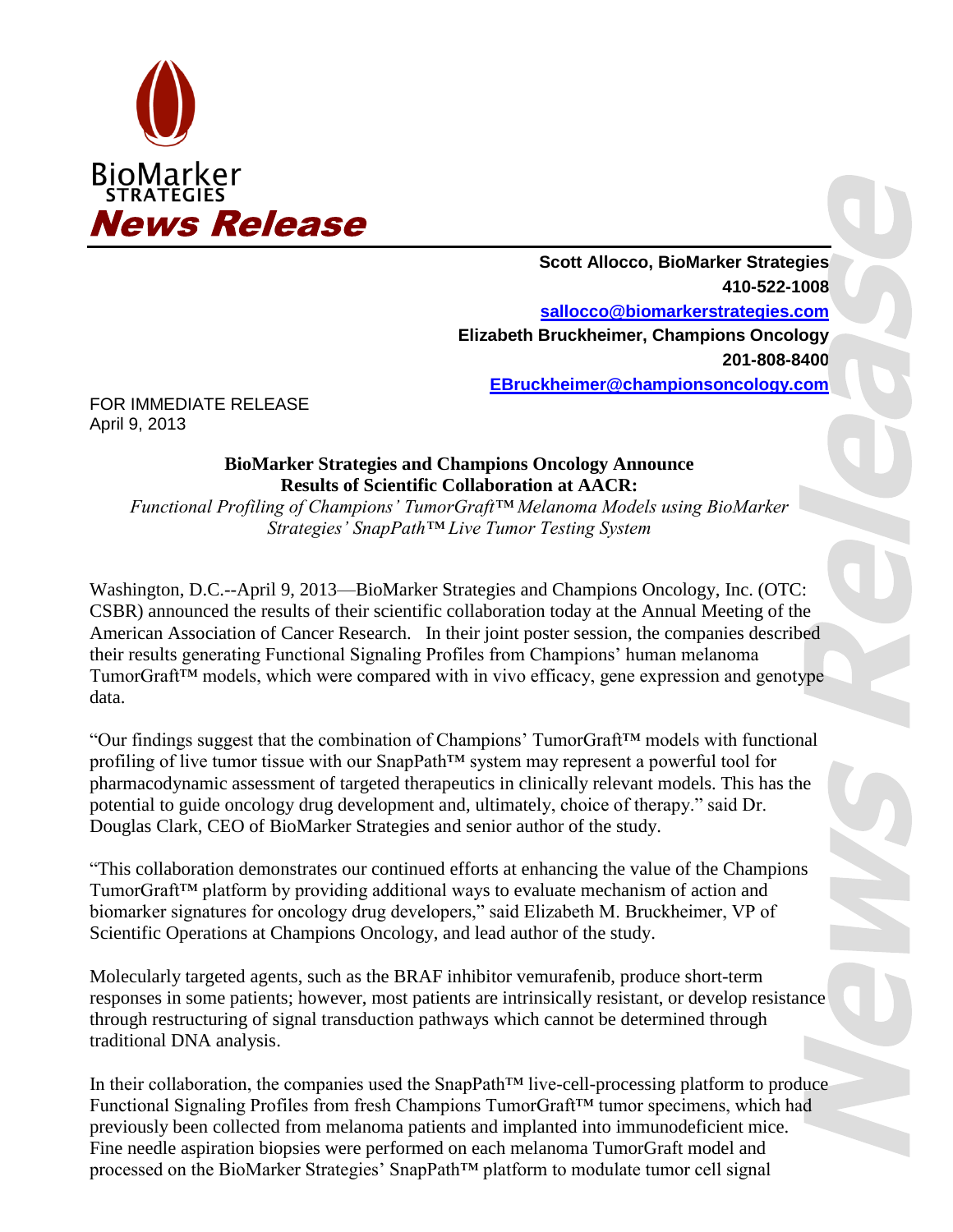BioMarker STRATEGIES

# News Release

**Scott Allocco, BioMarker Strategies**
**410-522-1008**
**sallocco@biomarkerstrategies.com**
**Elizabeth Bruckheimer, Champions Oncology**
**201-808-8400**
**EBruckheimer@championsoncology.com**

FOR IMMEDIATE RELEASE
April 9, 2013

**BioMarker Strategies and Champions Oncology Announce Results of Scientific Collaboration at AACR:**
*Functional Profiling of Champions' TumorGraft™ Melanoma Models using BioMarker Strategies' SnapPath™ Live Tumor Testing System*

Washington, D.C.--April 9, 2013—BioMarker Strategies and Champions Oncology, Inc. (OTC: CSBR) announced the results of their scientific collaboration today at the Annual Meeting of the American Association of Cancer Research. In their joint poster session, the companies described their results generating Functional Signaling Profiles from Champions' human melanoma TumorGraft™ models, which were compared with in vivo efficacy, gene expression and genotype data.

"Our findings suggest that the combination of Champions' TumorGraft™ models with functional profiling of live tumor tissue with our SnapPath™ system may represent a powerful tool for pharmacodynamic assessment of targeted therapeutics in clinically relevant models. This has the potential to guide oncology drug development and, ultimately, choice of therapy." said Dr. Douglas Clark, CEO of BioMarker Strategies and senior author of the study.

"This collaboration demonstrates our continued efforts at enhancing the value of the Champions TumorGraft™ platform by providing additional ways to evaluate mechanism of action and biomarker signatures for oncology drug developers," said Elizabeth M. Bruckheimer, VP of Scientific Operations at Champions Oncology, and lead author of the study.

Molecularly targeted agents, such as the BRAF inhibitor vemurafenib, produce short-term responses in some patients; however, most patients are intrinsically resistant, or develop resistance through restructuring of signal transduction pathways which cannot be determined through traditional DNA analysis.

In their collaboration, the companies used the SnapPath™ live-cell-processing platform to produce Functional Signaling Profiles from fresh Champions TumorGraft™ tumor specimens, which had previously been collected from melanoma patients and implanted into immunodeficient mice. Fine needle aspiration biopsies were performed on each melanoma TumorGraft model and processed on the BioMarker Strategies' SnapPath™ platform to modulate tumor cell signal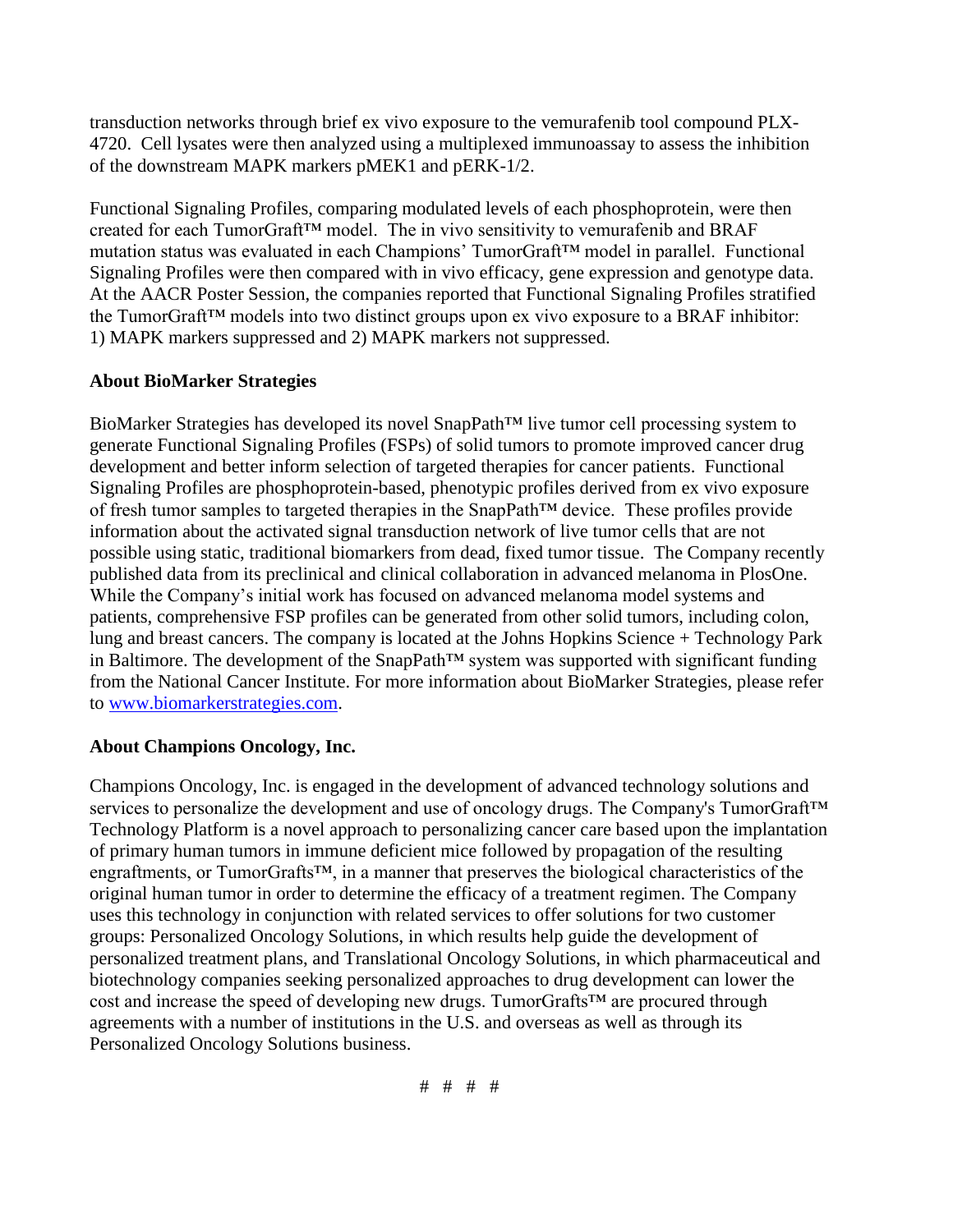transduction networks through brief ex vivo exposure to the vemurafenib tool compound PLX-4720. Cell lysates were then analyzed using a multiplexed immunoassay to assess the inhibition of the downstream MAPK markers pMEK1 and pERK-1/2.

Functional Signaling Profiles, comparing modulated levels of each phosphoprotein, were then created for each TumorGraft™ model. The in vivo sensitivity to vemurafenib and BRAF mutation status was evaluated in each Champions' TumorGraft™ model in parallel. Functional Signaling Profiles were then compared with in vivo efficacy, gene expression and genotype data. At the AACR Poster Session, the companies reported that Functional Signaling Profiles stratified the TumorGraft™ models into two distinct groups upon ex vivo exposure to a BRAF inhibitor: 1) MAPK markers suppressed and 2) MAPK markers not suppressed.

**About BioMarker Strategies**

BioMarker Strategies has developed its novel SnapPath™ live tumor cell processing system to generate Functional Signaling Profiles (FSPs) of solid tumors to promote improved cancer drug development and better inform selection of targeted therapies for cancer patients. Functional Signaling Profiles are phosphoprotein-based, phenotypic profiles derived from ex vivo exposure of fresh tumor samples to targeted therapies in the SnapPath™ device. These profiles provide information about the activated signal transduction network of live tumor cells that are not possible using static, traditional biomarkers from dead, fixed tumor tissue. The Company recently published data from its preclinical and clinical collaboration in advanced melanoma in PlosOne. While the Company's initial work has focused on advanced melanoma model systems and patients, comprehensive FSP profiles can be generated from other solid tumors, including colon, lung and breast cancers. The company is located at the Johns Hopkins Science + Technology Park in Baltimore. The development of the SnapPath™ system was supported with significant funding from the National Cancer Institute. For more information about BioMarker Strategies, please refer to [www.biomarkerstrategies.com](http://www.biomarkerstrategies.com).

**About Champions Oncology, Inc.**

Champions Oncology, Inc. is engaged in the development of advanced technology solutions and services to personalize the development and use of oncology drugs. The Company's TumorGraft™ Technology Platform is a novel approach to personalizing cancer care based upon the implantation of primary human tumors in immune deficient mice followed by propagation of the resulting engraftments, or TumorGrafts™, in a manner that preserves the biological characteristics of the original human tumor in order to determine the efficacy of a treatment regimen. The Company uses this technology in conjunction with related services to offer solutions for two customer groups: Personalized Oncology Solutions, in which results help guide the development of personalized treatment plans, and Translational Oncology Solutions, in which pharmaceutical and biotechnology companies seeking personalized approaches to drug development can lower the cost and increase the speed of developing new drugs. TumorGrafts™ are procured through agreements with a number of institutions in the U.S. and overseas as well as through its Personalized Oncology Solutions business.

# # # #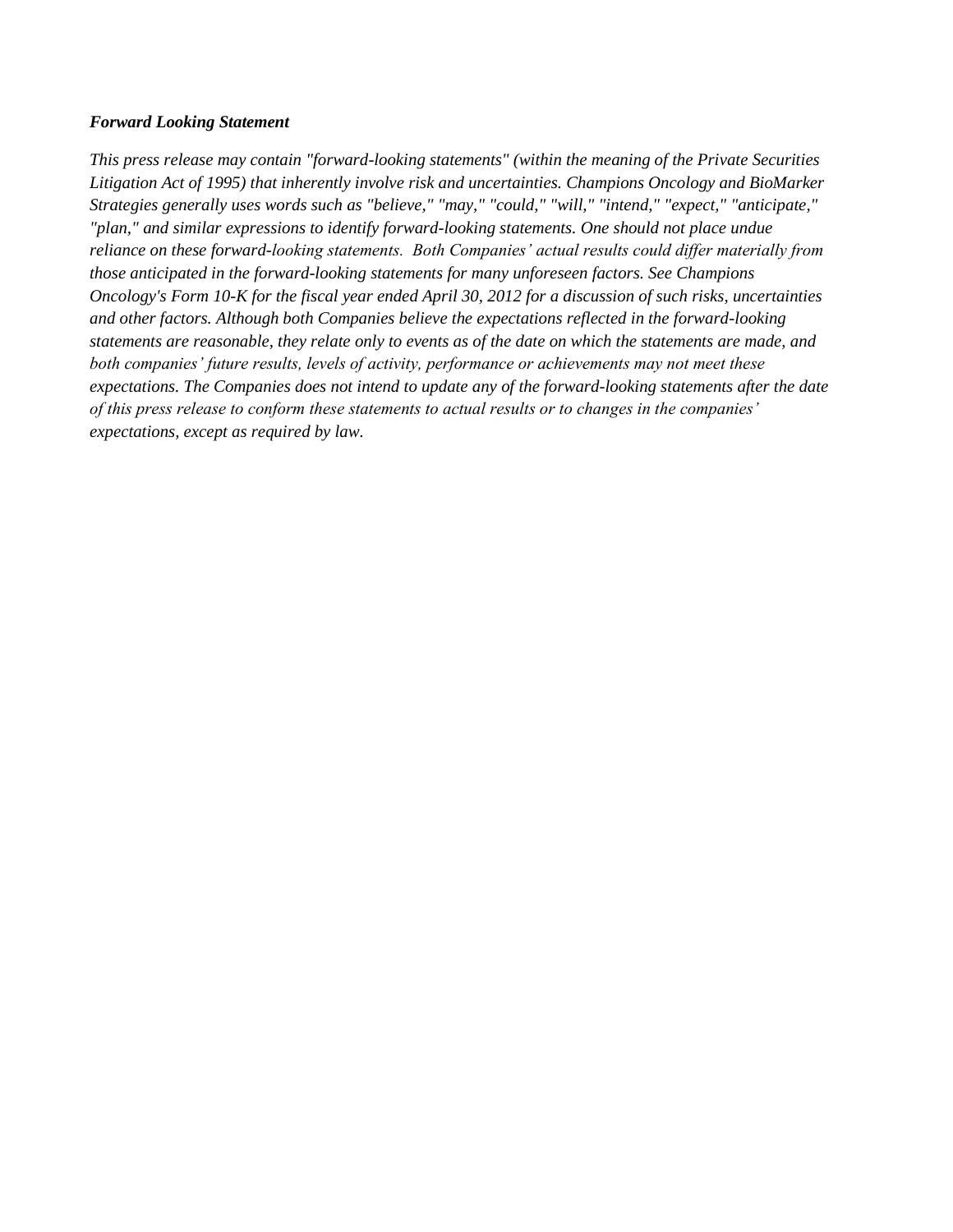***Forward Looking Statement***

*This press release may contain "forward-looking statements" (within the meaning of the Private Securities Litigation Act of 1995) that inherently involve risk and uncertainties. Champions Oncology and BioMarker Strategies generally uses words such as "believe," "may," "could," "will," "intend," "expect," "anticipate," "plan," and similar expressions to identify forward-looking statements. One should not place undue reliance on these forward-looking statements. Both Companies' actual results could differ materially from those anticipated in the forward-looking statements for many unforeseen factors. See Champions Oncology's Form 10-K for the fiscal year ended April 30, 2012 for a discussion of such risks, uncertainties and other factors. Although both Companies believe the expectations reflected in the forward-looking statements are reasonable, they relate only to events as of the date on which the statements are made, and both companies' future results, levels of activity, performance or achievements may not meet these expectations. The Companies does not intend to update any of the forward-looking statements after the date of this press release to conform these statements to actual results or to changes in the companies' expectations, except as required by law.*